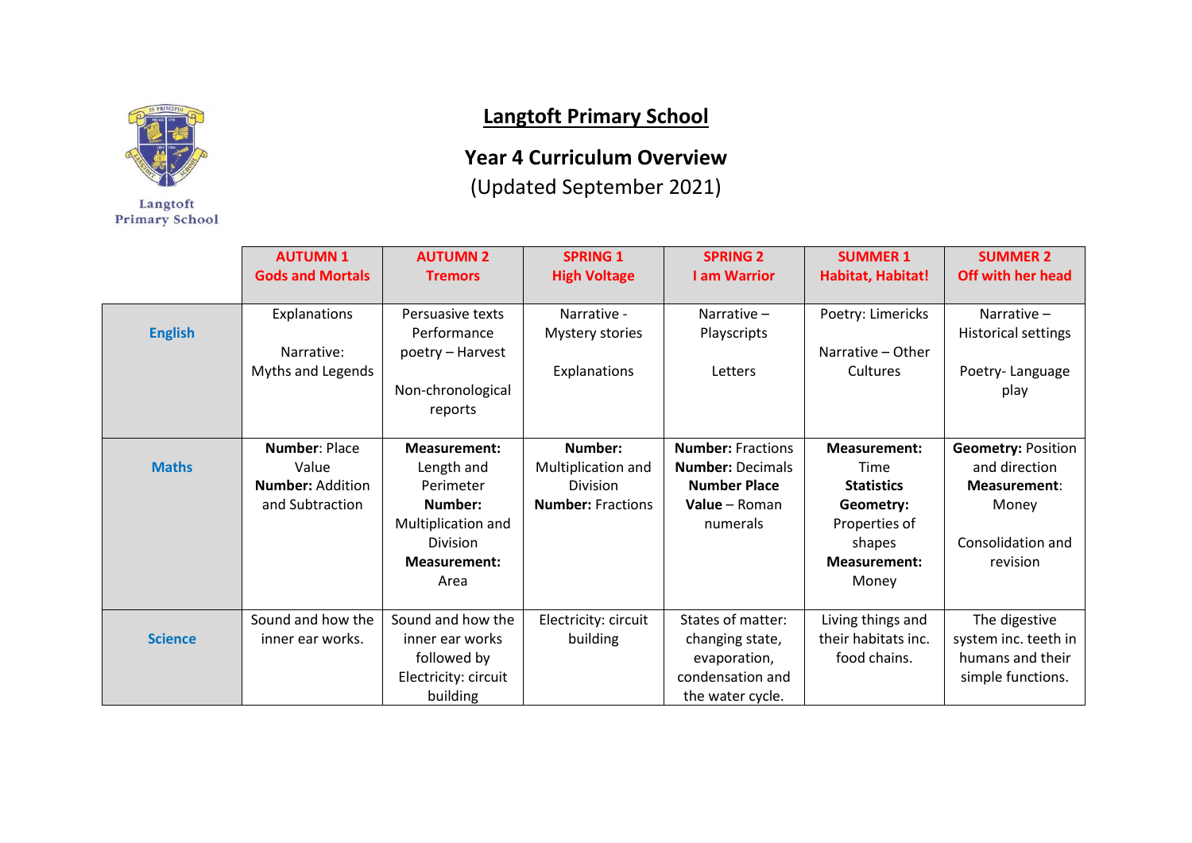# Langtoft Primary School

## Year 4 Curriculum Overview

(Updated September 2021)

| | AUTUMN 1 Gods and Mortals | AUTUMN 2 Tremors | SPRING 1 High Voltage | SPRING 2 I am Warrior | SUMMER 1 Habitat, Habitat! | SUMMER 2 Off with her head |
|---|---|---|---|---|---|---|
| **English** | Explanations<br><br>Narrative: Myths and Legends | Persuasive texts Performance poetry – Harvest<br><br>Non-chronological reports | Narrative - Mystery stories<br><br>Explanations | Narrative – Playscripts<br><br>Letters | Poetry: Limericks<br><br>Narrative – Other Cultures | Narrative – Historical settings<br><br>Poetry- Language play |
| **Maths** | **Number**: Place Value<br>**Number:** Addition and Subtraction | **Measurement:** Length and Perimeter<br>**Number:** Multiplication and Division<br>**Measurement:** Area | **Number:** Multiplication and Division<br>**Number:** Fractions | **Number:** Fractions<br>**Number:** Decimals<br>**Number Place Value** – Roman numerals | **Measurement:** Time<br>**Statistics**<br>**Geometry:** Properties of shapes<br>**Measurement:** Money | **Geometry:** Position and direction<br>**Measurement**: Money<br><br>Consolidation and revision |
| **Science** | Sound and how the inner ear works. | Sound and how the inner ear works followed by Electricity: circuit building | Electricity: circuit building | States of matter: changing state, evaporation, condensation and the water cycle. | Living things and their habitats inc. food chains. | The digestive system inc. teeth in humans and their simple functions. |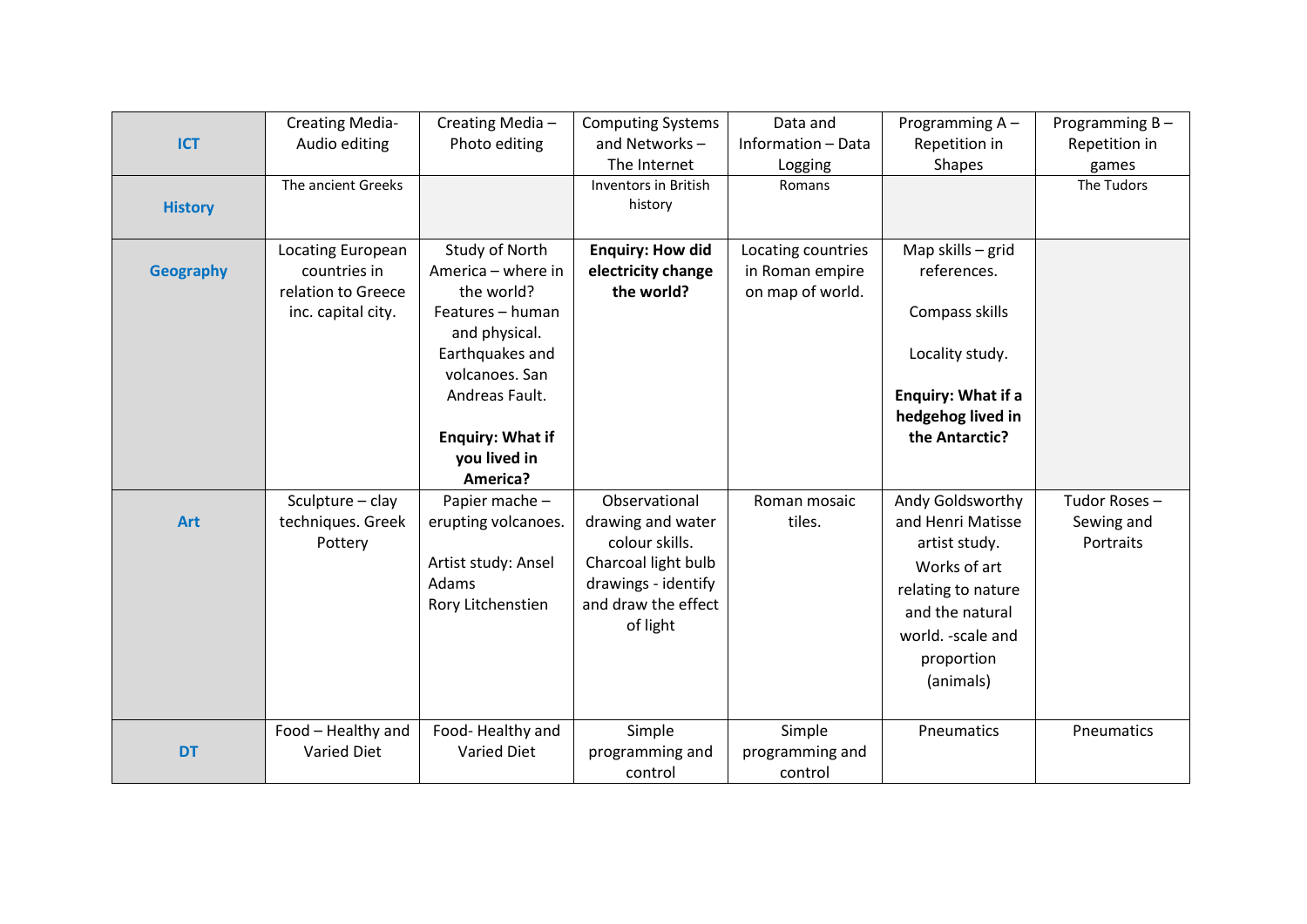| **ICT** | Creating Media- Audio editing | Creating Media – Photo editing | Computing Systems and Networks – The Internet | Data and Information – Data Logging | Programming A – Repetition in Shapes | Programming B – Repetition in games |
|---|---|---|---|---|---|---|
| **History** | The ancient Greeks | | Inventors in British history | Romans | | The Tudors |
| **Geography** | Locating European countries in relation to Greece inc. capital city. | Study of North America – where in the world? Features – human and physical. Earthquakes and volcanoes. San Andreas Fault. **Enquiry: What if you lived in America?** | **Enquiry: How did electricity change the world?** | Locating countries in Roman empire on map of world. | Map skills – grid references. Compass skills Locality study. **Enquiry: What if a hedgehog lived in the Antarctic?** | |
| **Art** | Sculpture – clay techniques. Greek Pottery | Papier mache – erupting volcanoes. Artist study: Ansel Adams Rory Litchenstien | Observational drawing and water colour skills. Charcoal light bulb drawings - identify and draw the effect of light | Roman mosaic tiles. | Andy Goldsworthy and Henri Matisse artist study. Works of art relating to nature and the natural world. -scale and proportion (animals) | Tudor Roses – Sewing and Portraits |
| **DT** | Food – Healthy and Varied Diet | Food- Healthy and Varied Diet | Simple programming and control | Simple programming and control | Pneumatics | Pneumatics |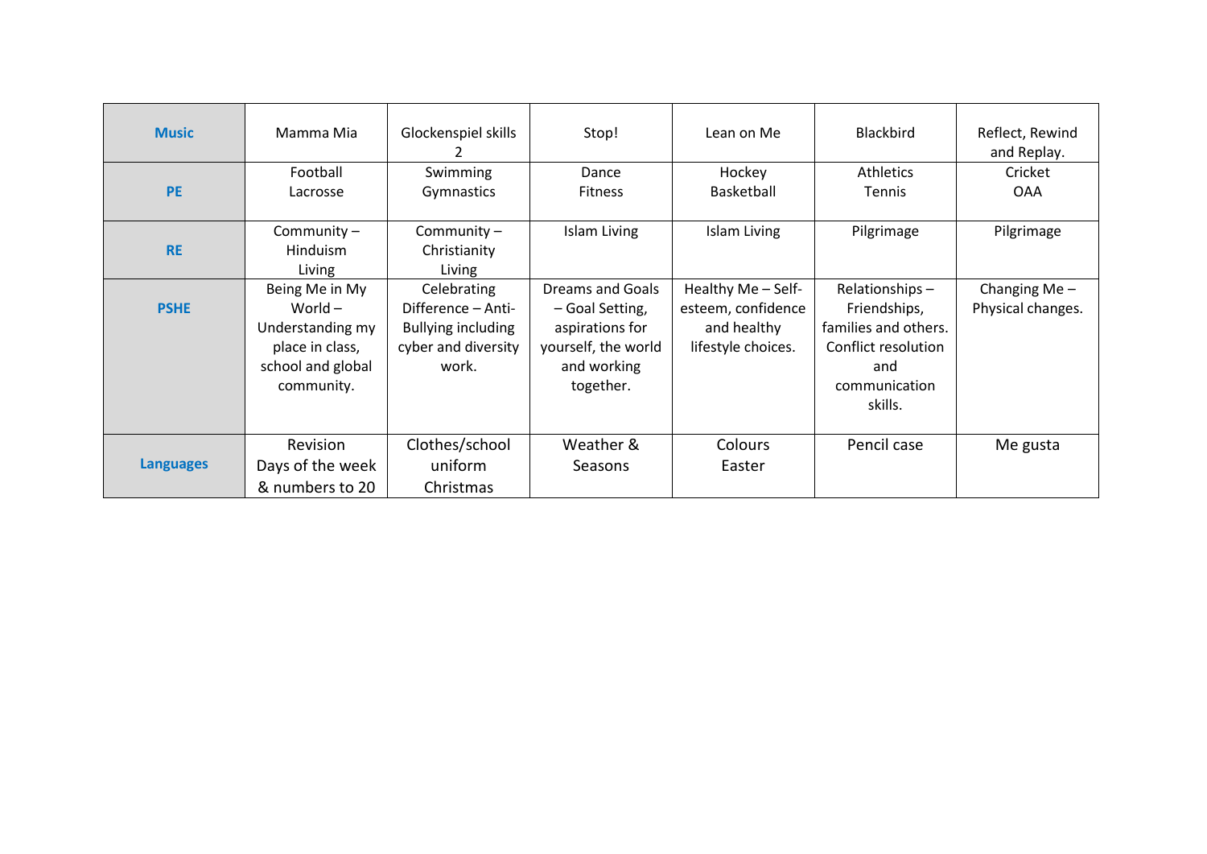| | | | | | | |
|---|---|---|---|---|---|---|
| **Music** | Mamma Mia | Glockenspiel skills 2 | Stop! | Lean on Me | Blackbird | Reflect, Rewind and Replay. |
| **PE** | Football<br>Lacrosse | Swimming<br>Gymnastics | Dance<br>Fitness | Hockey<br>Basketball | Athletics<br>Tennis | Cricket<br>OAA |
| **RE** | Community – Hinduism Living | Community – Christianity Living | Islam Living | Islam Living | Pilgrimage | Pilgrimage |
| **PSHE** | Being Me in My World – Understanding my place in class, school and global community. | Celebrating Difference – Anti-Bullying including cyber and diversity work. | Dreams and Goals – Goal Setting, aspirations for yourself, the world and working together. | Healthy Me – Self-esteem, confidence and healthy lifestyle choices. | Relationships – Friendships, families and others. Conflict resolution and communication skills. | Changing Me – Physical changes. |
| **Languages** | Revision<br>Days of the week & numbers to 20 | Clothes/school uniform<br>Christmas | Weather & Seasons | Colours<br>Easter | Pencil case | Me gusta |